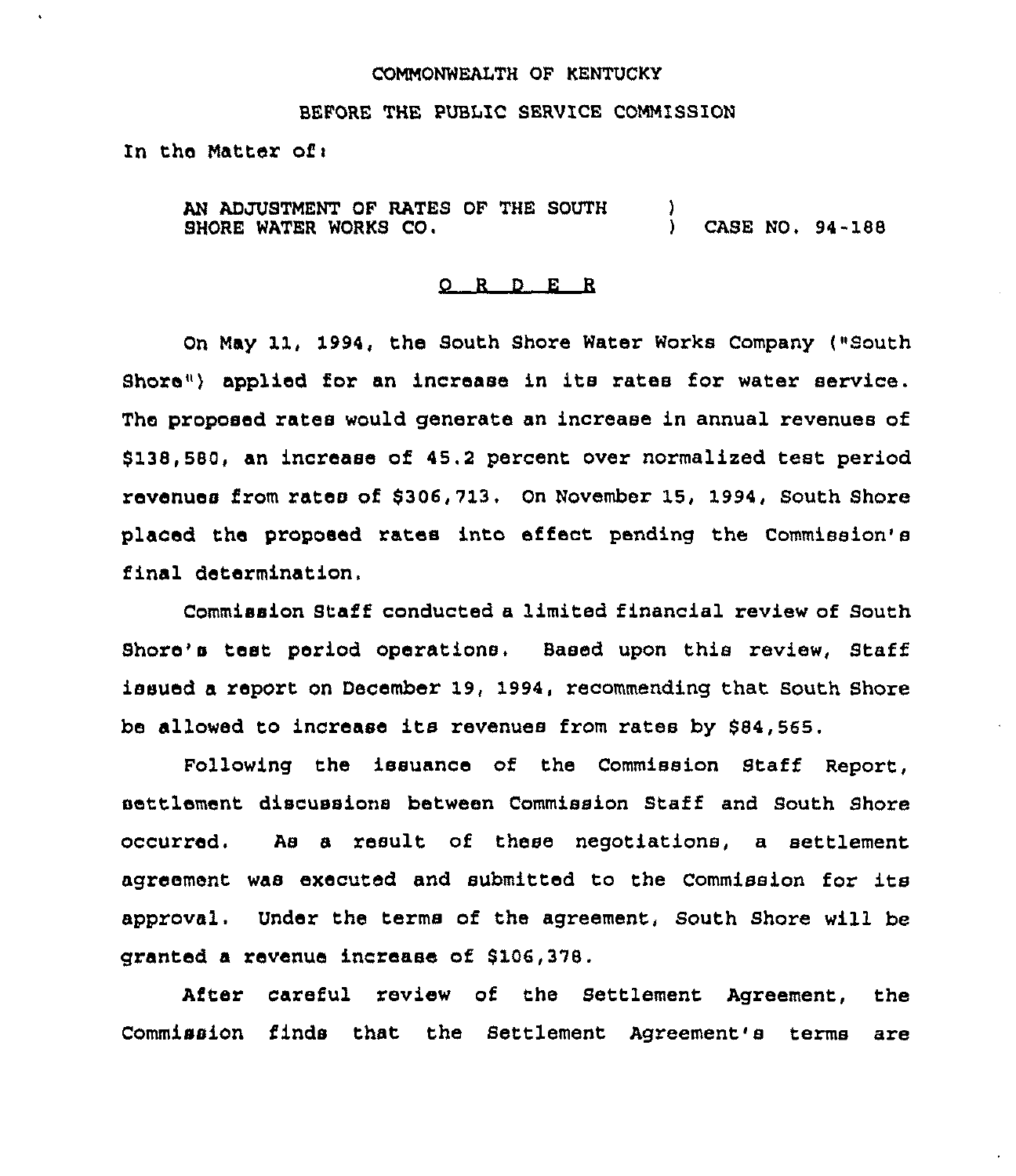COMMONWEALTH OF KENTUCKY

BEFORE THE PUBLIC SERVICE COMMISSION

In the Matter of:

AN ADJUSTMENT OF RATES OF THE SOUTH SHORE WATER WORKS CO. ) CASE NO. 94-188

## O R D E R

On May 11, 1994, the South Shore Water Works Company ("South Shore") applied for an increase in its rates for water service. The proposed rates would generate an increase in annual revenues of $138,580, an increase of 45.2 percent over normalized test period revenues from rates of $306,713. On November 15, 1994, South Shore placed the proposed rates into effect pending the Commission's final determination.

Commission Staff conducted a limited financial review of South Shore's test period operations. Based upon this review, Staff issued a report on December 19, 1994, recommending that South Shore be allowed to increase its revenues from rates by $84,565.

Following the issuance of the Commission Staff Report, settlement discussions between Commission Staff and South Shore occurred. As a result of these negotiations, a settlement agreement was executed and submitted to the Commission for its approval. Under the terms of the agreement, South Shore will be granted a revenue increase of $106,378.

After careful review of the Settlement Agreement, the Commission finds that the Settlement Agreement's terms are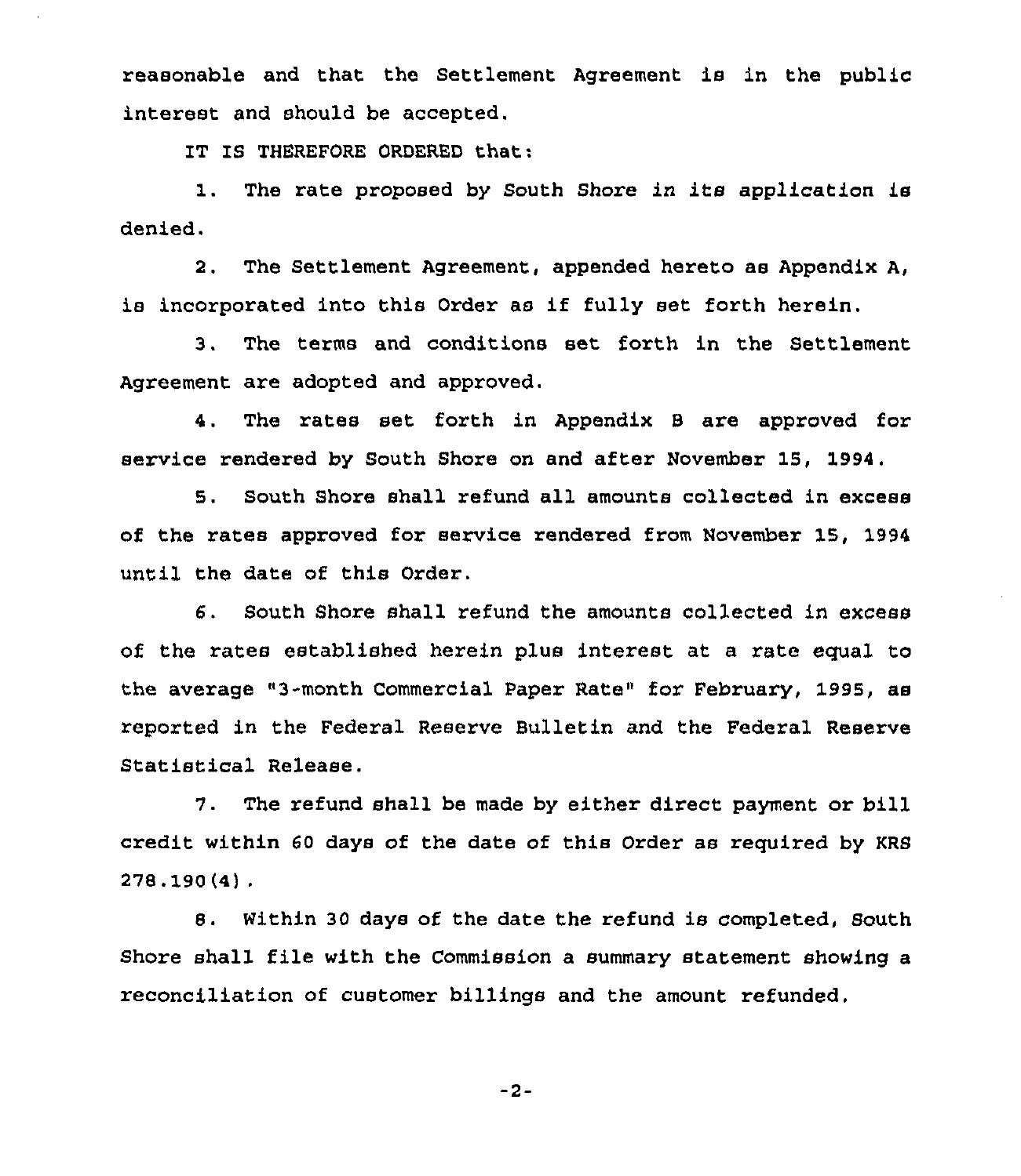reasonable and that the Settlement Agreement is in the public interest and should be accepted.

IT IS THEREFORE ORDERED that:

1. The rate proposed by South Shore in its application is denied.

2. The Settlement Agreement, appended hereto as Appendix A, is incorporated into this Order as if fully set forth herein.

3. The terms and conditions set forth in the Settlement Agreement are adopted and approved.

4. The rates set forth in Appendix B are approved for service rendered by South Shore on and after November 15, 1994.

5. South Shore shall refund all amounts collected in excess of the rates approved for service rendered from November 15, 1994 until the date of this Order.

6. South Shore shall refund the amounts collected in excess of the rates established herein plus interest at a rate equal to the average "3-month Commercial Paper Rate" for February, 1995, as reported in the Federal Reserve Bulletin and the Federal Reserve Statistical Release.

7. The refund shall be made by either direct payment or bill credit within 60 days of the date of this Order as required by KRS 278.190(4).

8. Within 30 days of the date the refund is completed, South Shore shall file with the Commission a summary statement showing a reconciliation of customer billings and the amount refunded.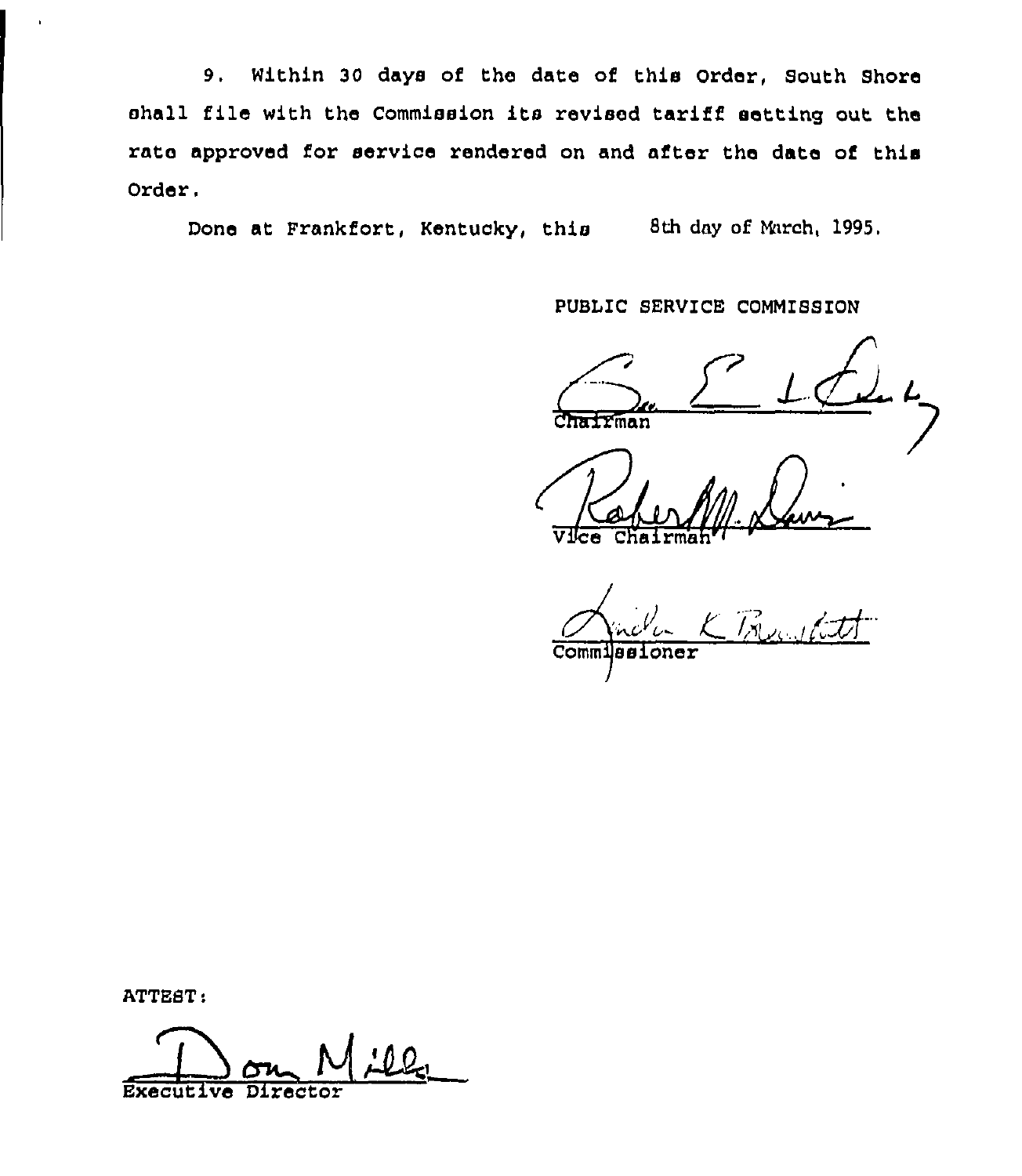9. Within 30 days of the date of this Order, South Shore shall file with the Commission its revised tariff setting out the rate approved for service rendered on and after the date of this Order.

Done at Frankfort, Kentucky, this 8th day of March, 1995.

PUBLIC SERVICE COMMISSION

Chairman

Vice Chairman

Commissioner

ATTEST:

Executive Director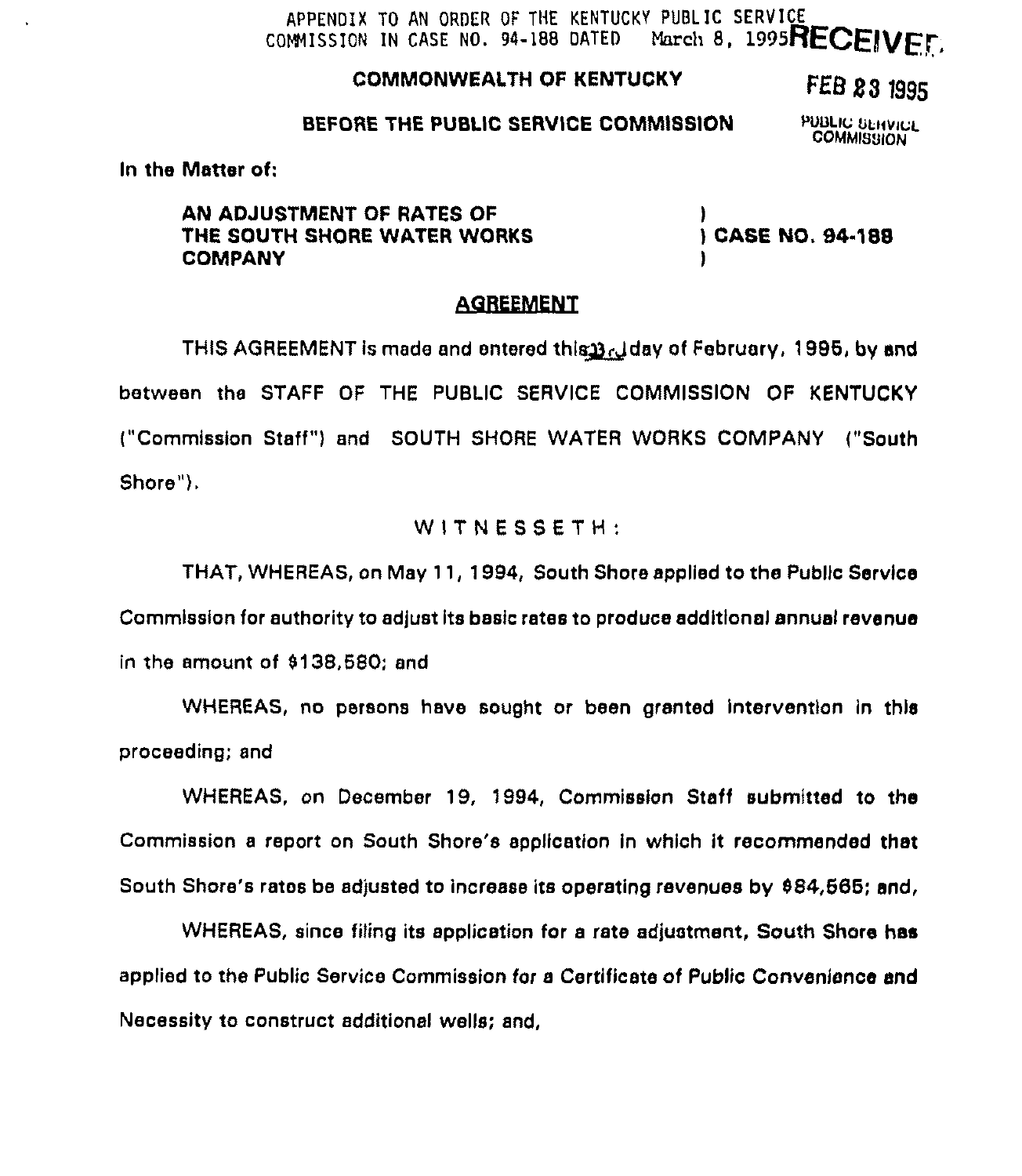APPENDIX TO AN ORDER OF THE KENTUCKY PUBLIC SERVICE COMMISSION IN CASE NO. 94-188 DATED March 8, 1995

RECEIVED

FEB 23 1995

PUBLIC SERVICE COMMISSION

**COMMONWEALTH OF KENTUCKY**

**BEFORE THE PUBLIC SERVICE COMMISSION**

In the Matter of:

| | |
|---|---|
| **AN ADJUSTMENT OF RATES OF THE SOUTH SHORE WATER WORKS COMPANY** | **) CASE NO. 94-188** |

## AGREEMENT

THIS AGREEMENT is made and entered this 23rd day of February, 1995, by and between the STAFF OF THE PUBLIC SERVICE COMMISSION OF KENTUCKY ("Commission Staff") and SOUTH SHORE WATER WORKS COMPANY ("South Shore").

W I T N E S S E T H :

THAT, WHEREAS, on May 11, 1994, South Shore applied to the Public Service Commission for authority to adjust its basic rates to produce additional annual revenue in the amount of $138,580; and

WHEREAS, no persons have sought or been granted intervention in this proceeding; and

WHEREAS, on December 19, 1994, Commission Staff submitted to the Commission a report on South Shore's application in which it recommended that South Shore's rates be adjusted to increase its operating revenues by $84,565; and,

WHEREAS, since filing its application for a rate adjustment, South Shore has applied to the Public Service Commission for a Certificate of Public Convenience and Necessity to construct additional wells; and,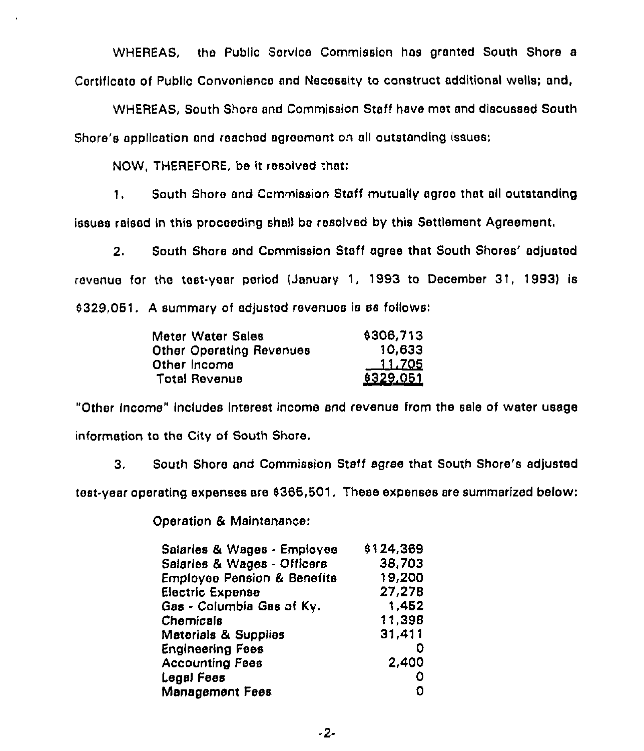WHEREAS, the Public Service Commission has granted South Shore a Certificate of Public Convenience and Necessity to construct additional wells; and,

WHEREAS, South Shore and Commission Staff have met and discussed South Shore's application and reached agreement on all outstanding issues;

NOW, THEREFORE, be it resolved that:

1. South Shore and Commission Staff mutually agree that all outstanding issues raised in this proceeding shall be resolved by this Settlement Agreement.

2. South Shore and Commission Staff agree that South Shores' adjusted revenue for the test-year period (January 1, 1993 to December 31, 1993) is $329,051. A summary of adjusted revenues is as follows:

| | |
|---|---|
| Meter Water Sales | $306,713 |
| Other Operating Revenues | 10,633 |
| Other Income | 11,705 |
| Total Revenue | $329,051 |

"Other Income" includes interest income and revenue from the sale of water usage information to the City of South Shore.

3. South Shore and Commission Staff agree that South Shore's adjusted test-year operating expenses are $365,501. These expenses are summarized below:

Operation & Maintenance:

| | |
|---|---|
| Salaries & Wages - Employee | $124,369 |
| Salaries & Wages - Officers | 38,703 |
| Employee Pension & Benefits | 19,200 |
| Electric Expense | 27,278 |
| Gas - Columbia Gas of Ky. | 1,452 |
| Chemicals | 11,398 |
| Materials & Supplies | 31,411 |
| Engineering Fees | 0 |
| Accounting Fees | 2,400 |
| Legal Fees | 0 |
| Management Fees | 0 |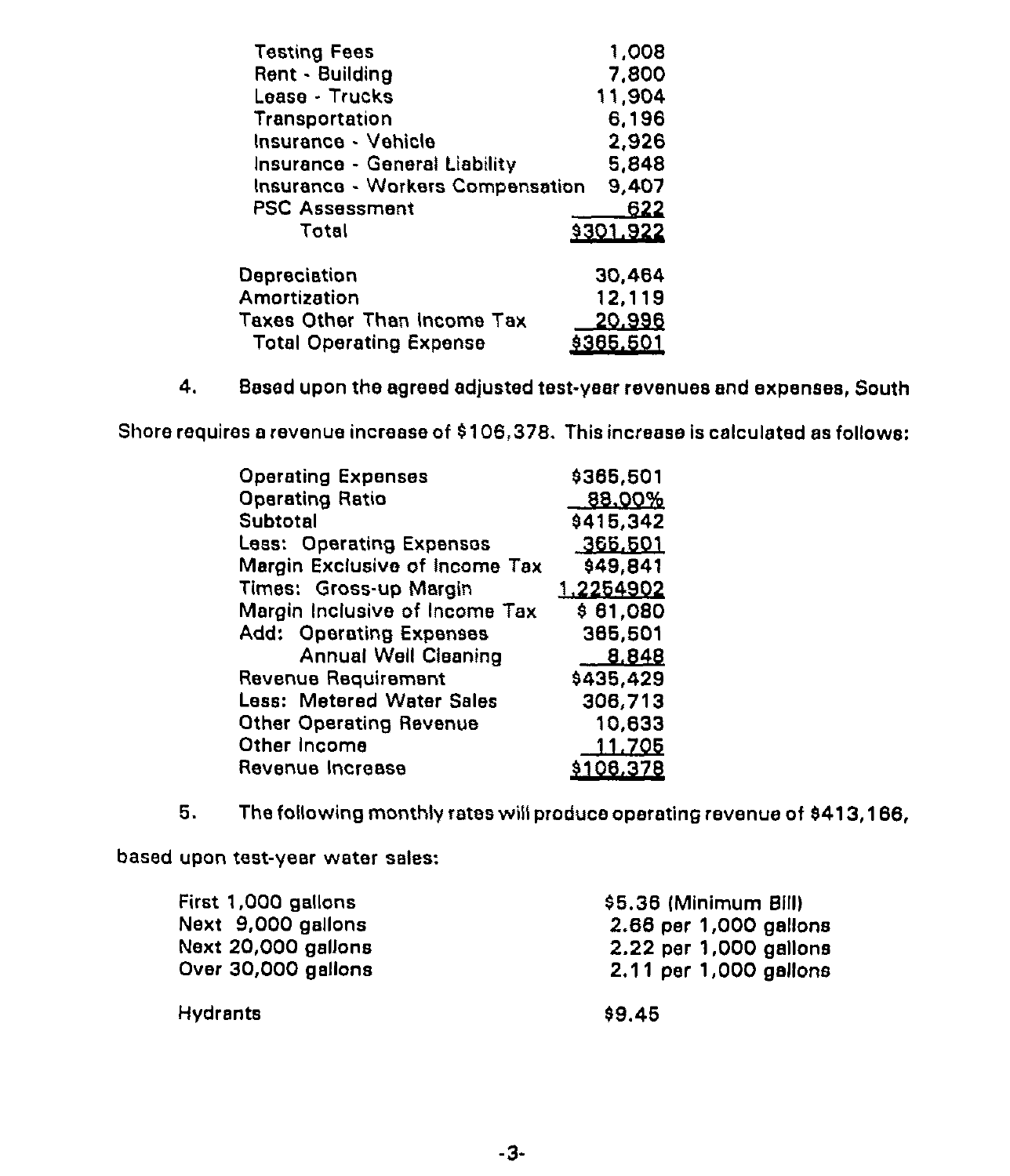| | |
|---|---|
| Testing Fees | 1,008 |
| Rent - Building | 7,800 |
| Lease - Trucks | 11,904 |
| Transportation | 6,196 |
| Insurance - Vehicle | 2,926 |
| Insurance - General Liability | 5,848 |
| Insurance - Workers Compensation | 9,407 |
| PSC Assessment | 622 |
| Total | $301,922 |
| | |
| Depreciation | 30,464 |
| Amortization | 12,119 |
| Taxes Other Than Income Tax | 20,996 |
| Total Operating Expense | $365,501 |

4. Based upon the agreed adjusted test-year revenues and expenses, South Shore requires a revenue increase of $106,378. This increase is calculated as follows:

| | |
|---|---|
| Operating Expenses | $365,501 |
| Operating Ratio | 88.00% |
| Subtotal | $415,342 |
| Less: Operating Expenses | 365,501 |
| Margin Exclusive of Income Tax | $49,841 |
| Times: Gross-up Margin | 1.2254902 |
| Margin Inclusive of Income Tax | $ 61,080 |
| Add: Operating Expenses | 365,501 |
| Annual Well Cleaning | 8,848 |
| Revenue Requirement | $435,429 |
| Less: Metered Water Sales | 306,713 |
| Other Operating Revenue | 10,633 |
| Other Income | 11,705 |
| Revenue Increase | $106,378 |

5. The following monthly rates will produce operating revenue of $413,166, based upon test-year water sales:

| | |
|---|---|
| First 1,000 gallons | $5.36 (Minimum Bill) |
| Next 9,000 gallons | 2.66 per 1,000 gallons |
| Next 20,000 gallons | 2.22 per 1,000 gallons |
| Over 30,000 gallons | 2.11 per 1,000 gallons |
| | |
| Hydrants | $9.45 |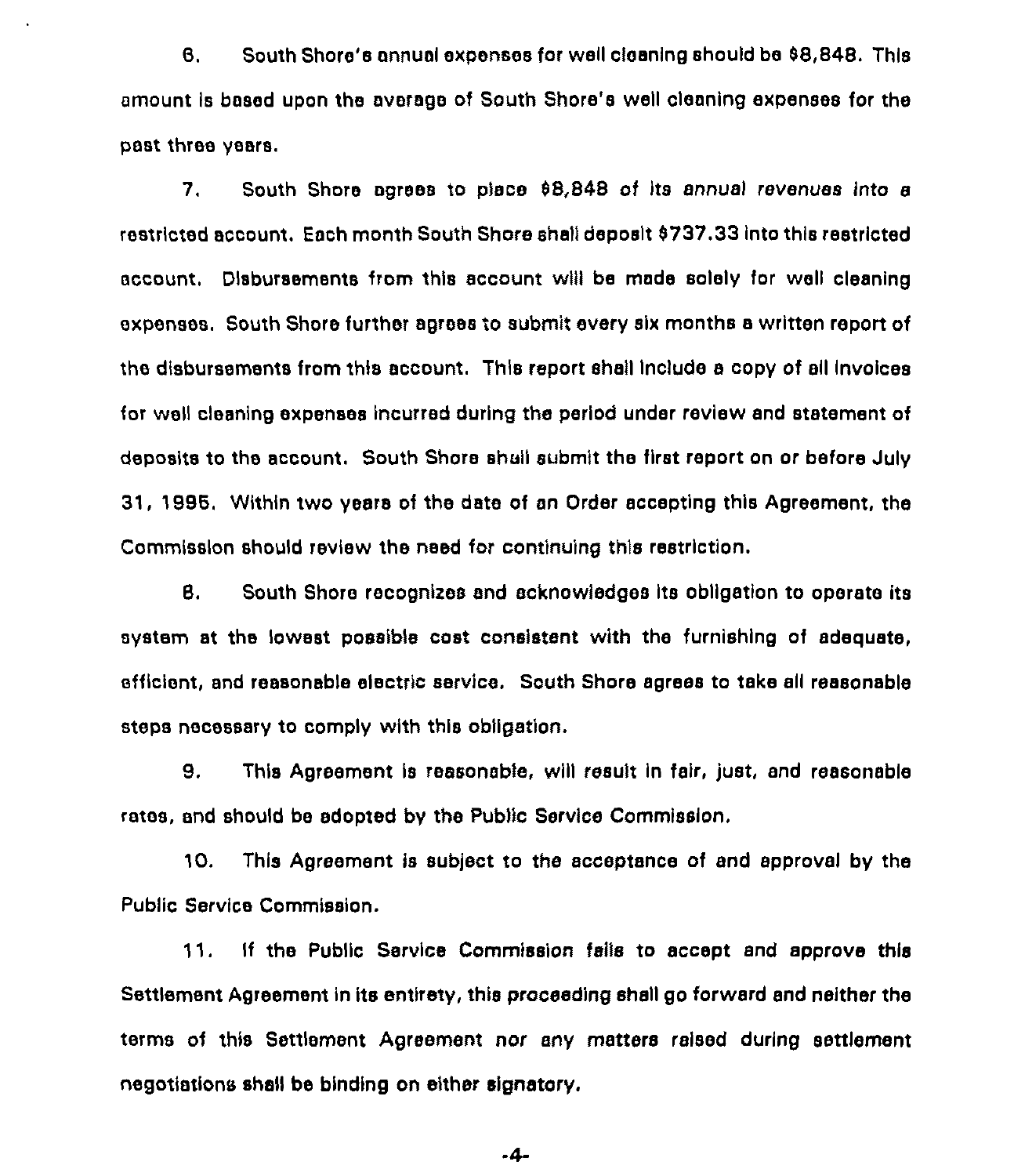6. South Shore's annual expenses for well cleaning should be $8,848. This amount is based upon the average of South Shore's well cleaning expenses for the past three years.

7. South Shore agrees to place $8,848 of its annual revenues into a restricted account. Each month South Shore shall deposit $737.33 into this restricted account. Disbursements from this account will be made solely for well cleaning expenses. South Shore further agrees to submit every six months a written report of the disbursements from this account. This report shall include a copy of all invoices for well cleaning expenses incurred during the period under review and statement of deposits to the account. South Shore shall submit the first report on or before July 31, 1995. Within two years of the date of an Order accepting this Agreement, the Commission should review the need for continuing this restriction.

8. South Shore recognizes and acknowledges its obligation to operate its system at the lowest possible cost consistent with the furnishing of adequate, efficient, and reasonable electric service. South Shore agrees to take all reasonable steps necessary to comply with this obligation.

9. This Agreement is reasonable, will result in fair, just, and reasonable rates, and should be adopted by the Public Service Commission.

10. This Agreement is subject to the acceptance of and approval by the Public Service Commission.

11. If the Public Service Commission fails to accept and approve this Settlement Agreement in its entirety, this proceeding shall go forward and neither the terms of this Settlement Agreement nor any matters raised during settlement negotiations shall be binding on either signatory.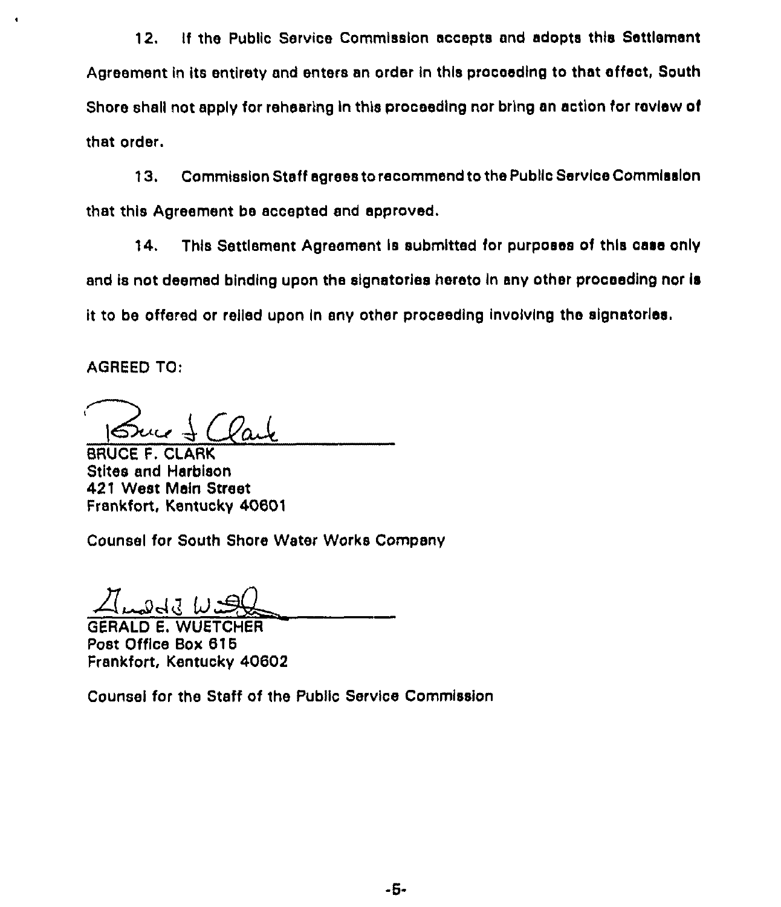12. If the Public Service Commission accepts and adopts this Settlement Agreement in its entirety and enters an order in this proceeding to that effect, South Shore shall not apply for rehearing in this proceeding nor bring an action for review of that order.

13. Commission Staff agrees to recommend to the Public Service Commission that this Agreement be accepted and approved.

14. This Settlement Agreement is submitted for purposes of this case only and is not deemed binding upon the signatories hereto in any other proceeding nor is it to be offered or relied upon in any other proceeding involving the signatories.

AGREED TO:

BRUCE F. CLARK
Stites and Harbison
421 West Main Street
Frankfort, Kentucky 40601

Counsel for South Shore Water Works Company

GERALD E. WUETCHER
Post Office Box 615
Frankfort, Kentucky 40602

Counsel for the Staff of the Public Service Commission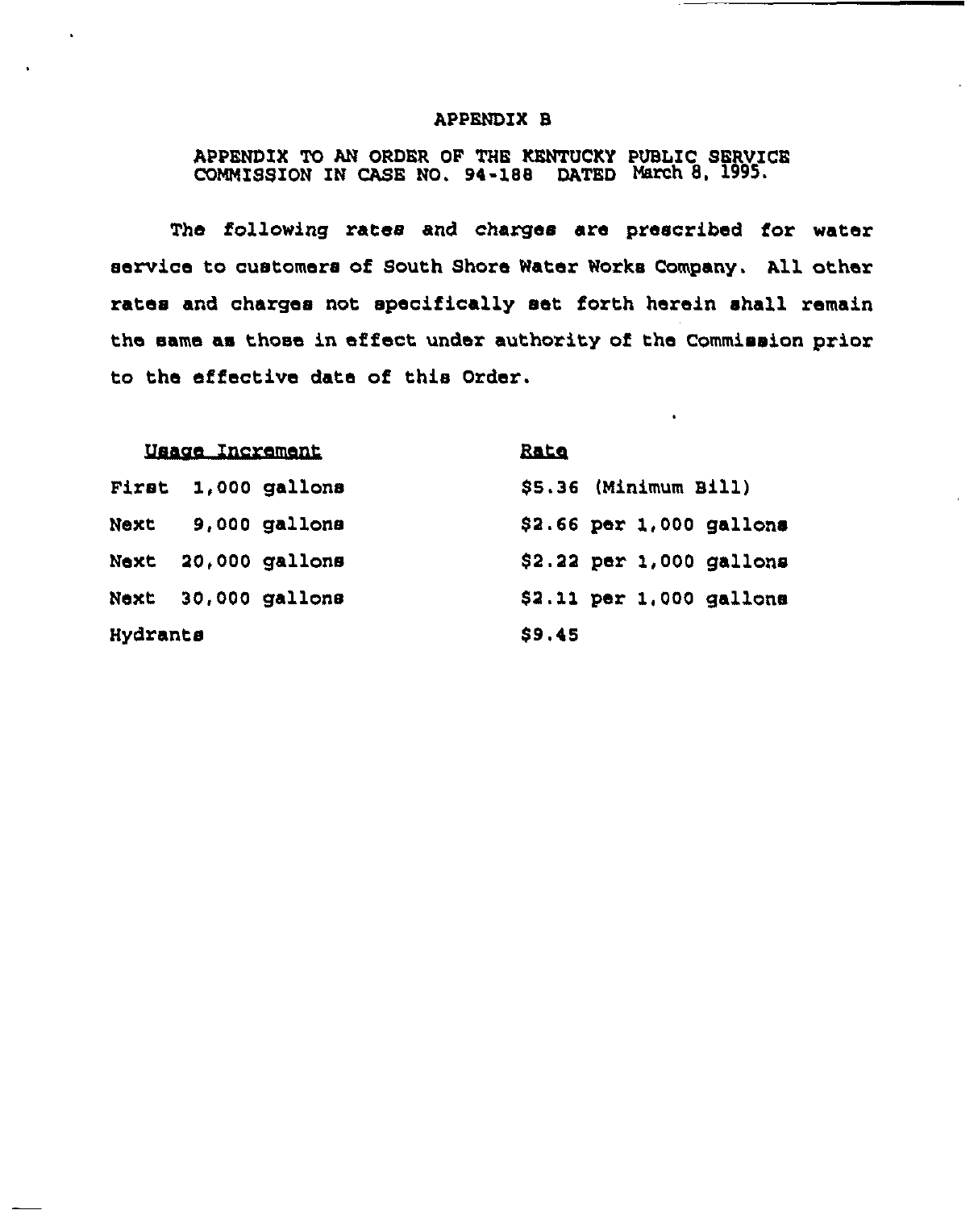# APPENDIX B

APPENDIX TO AN ORDER OF THE KENTUCKY PUBLIC SERVICE COMMISSION IN CASE NO. 94-188 DATED March 8, 1995.

The following rates and charges are prescribed for water service to customers of South Shore Water Works Company. All other rates and charges not specifically set forth herein shall remain the same as those in effect under authority of the Commission prior to the effective date of this Order.

| Usage Increment | Rate |
|---|---|
| First 1,000 gallons | $5.36 (Minimum Bill) |
| Next 9,000 gallons | $2.66 per 1,000 gallons |
| Next 20,000 gallons | $2.22 per 1,000 gallons |
| Next 30,000 gallons | $2.11 per 1,000 gallons |
| Hydrants | $9.45 |